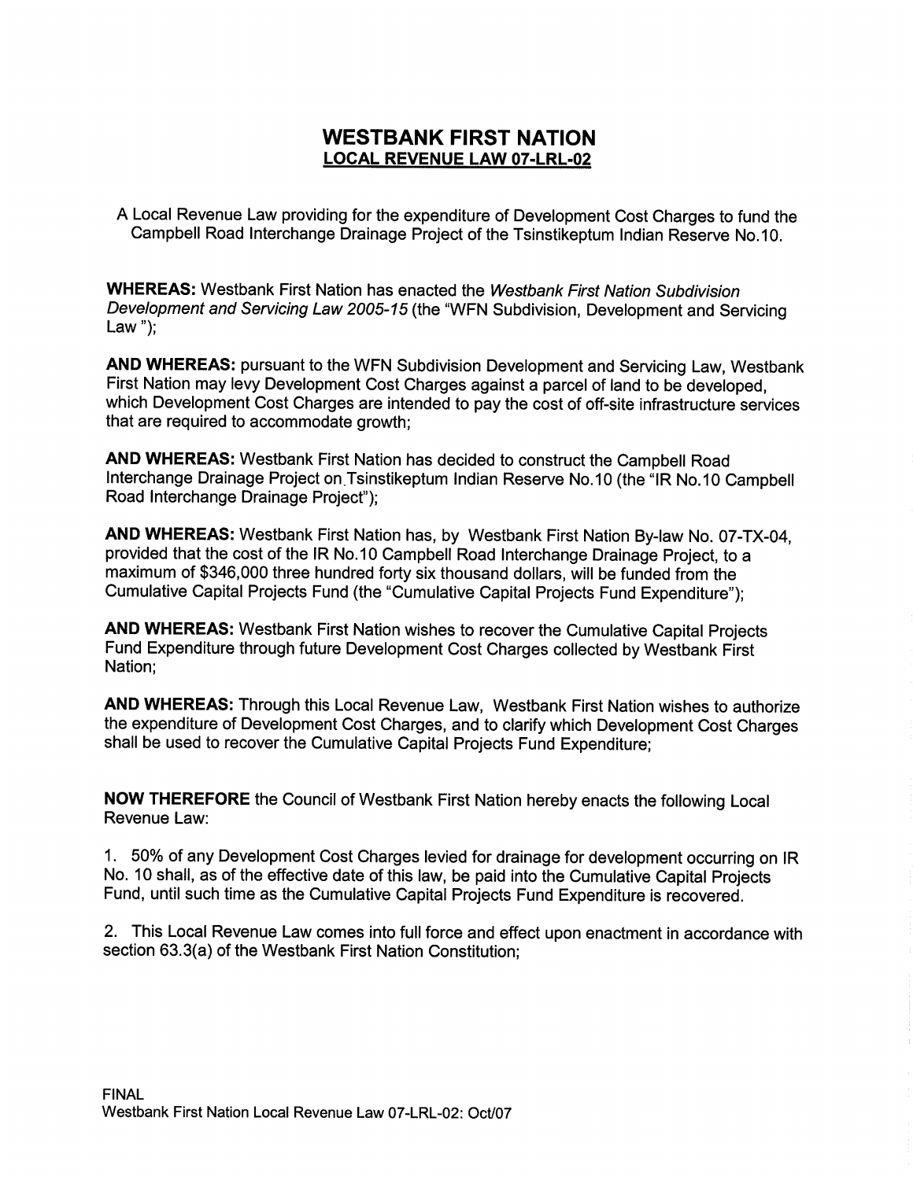# WESTBANK FIRST NATION

## LOCAL REVENUE LAW 07-LRL-02

A Local Revenue Law providing for the expenditure of Development Cost Charges to fund the Campbell Road Interchange Drainage Project of the Tsinstikeptum Indian Reserve No.10.

**WHEREAS:** Westbank First Nation has enacted the *Westbank First Nation Subdivision Development and Servicing Law 2005-15* (the "WFN Subdivision, Development and Servicing Law ");

**AND WHEREAS:** pursuant to the WFN Subdivision Development and Servicing Law, Westbank First Nation may levy Development Cost Charges against a parcel of land to be developed, which Development Cost Charges are intended to pay the cost of off-site infrastructure services that are required to accommodate growth;

**AND WHEREAS:** Westbank First Nation has decided to construct the Campbell Road Interchange Drainage Project on Tsinstikeptum Indian Reserve No.10 (the "IR No.10 Campbell Road Interchange Drainage Project");

**AND WHEREAS:** Westbank First Nation has, by Westbank First Nation By-law No. 07-TX-04, provided that the cost of the IR No.10 Campbell Road Interchange Drainage Project, to a maximum of $346,000 three hundred forty six thousand dollars, will be funded from the Cumulative Capital Projects Fund (the "Cumulative Capital Projects Fund Expenditure");

**AND WHEREAS:** Westbank First Nation wishes to recover the Cumulative Capital Projects Fund Expenditure through future Development Cost Charges collected by Westbank First Nation;

**AND WHEREAS:** Through this Local Revenue Law, Westbank First Nation wishes to authorize the expenditure of Development Cost Charges, and to clarify which Development Cost Charges shall be used to recover the Cumulative Capital Projects Fund Expenditure;

**NOW THEREFORE** the Council of Westbank First Nation hereby enacts the following Local Revenue Law:

1. 50% of any Development Cost Charges levied for drainage for development occurring on IR No. 10 shall, as of the effective date of this law, be paid into the Cumulative Capital Projects Fund, until such time as the Cumulative Capital Projects Fund Expenditure is recovered.

2. This Local Revenue Law comes into full force and effect upon enactment in accordance with section 63.3(a) of the Westbank First Nation Constitution;

FINAL
Westbank First Nation Local Revenue Law 07-LRL-02: Oct/07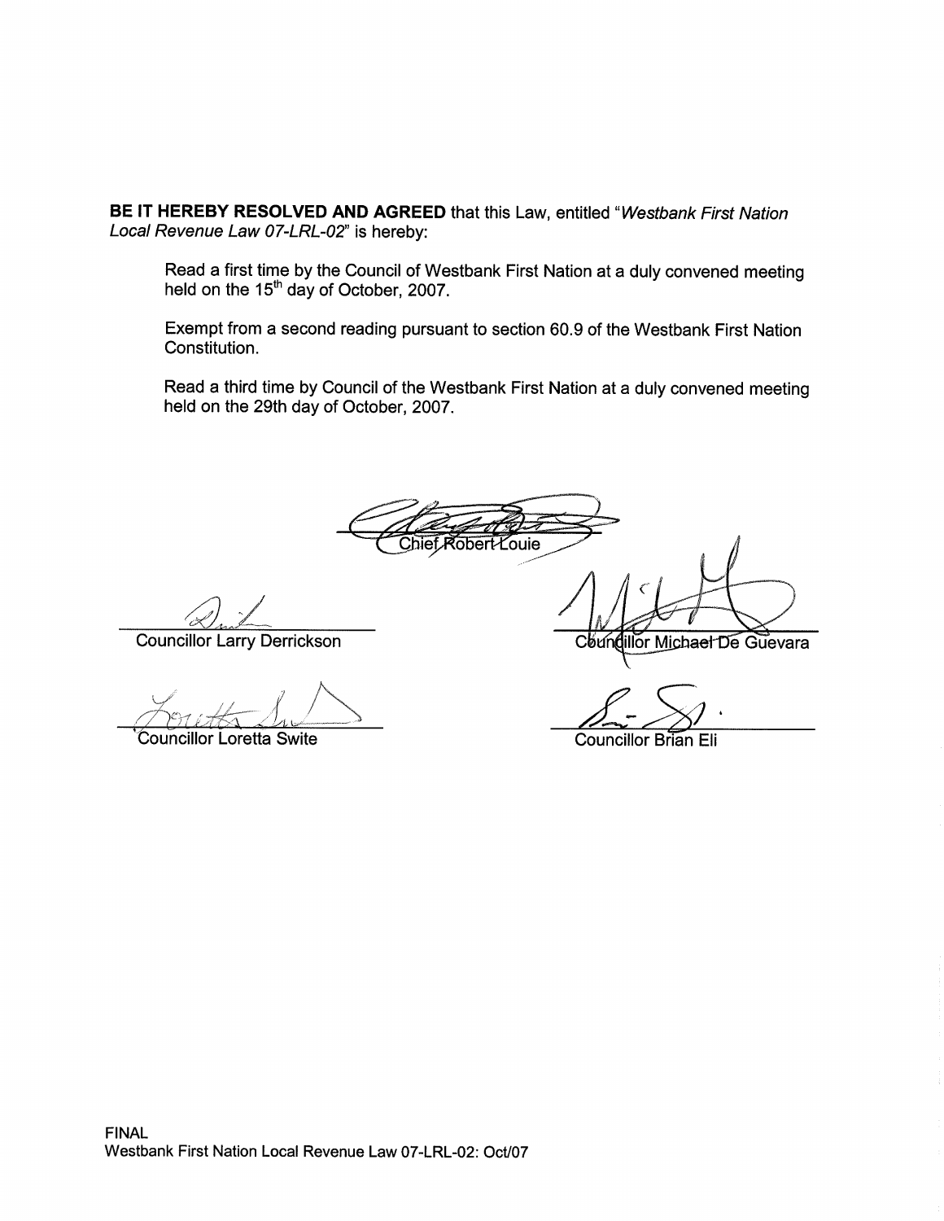**BE IT HEREBY RESOLVED AND AGREED** that this Law, entitled "*Westbank First Nation Local Revenue Law 07-LRL-02*" is hereby:

Read a first time by the Council of Westbank First Nation at a duly convened meeting held on the 15th day of October, 2007.

Exempt from a second reading pursuant to section 60.9 of the Westbank First Nation Constitution.

Read a third time by Council of the Westbank First Nation at a duly convened meeting held on the 29th day of October, 2007.

Chief Robert Louie

Councillor Larry Derrickson

Councillor Michael De Guevara

Councillor Loretta Swite

Councillor Brian Eli

FINAL
Westbank First Nation Local Revenue Law 07-LRL-02: Oct/07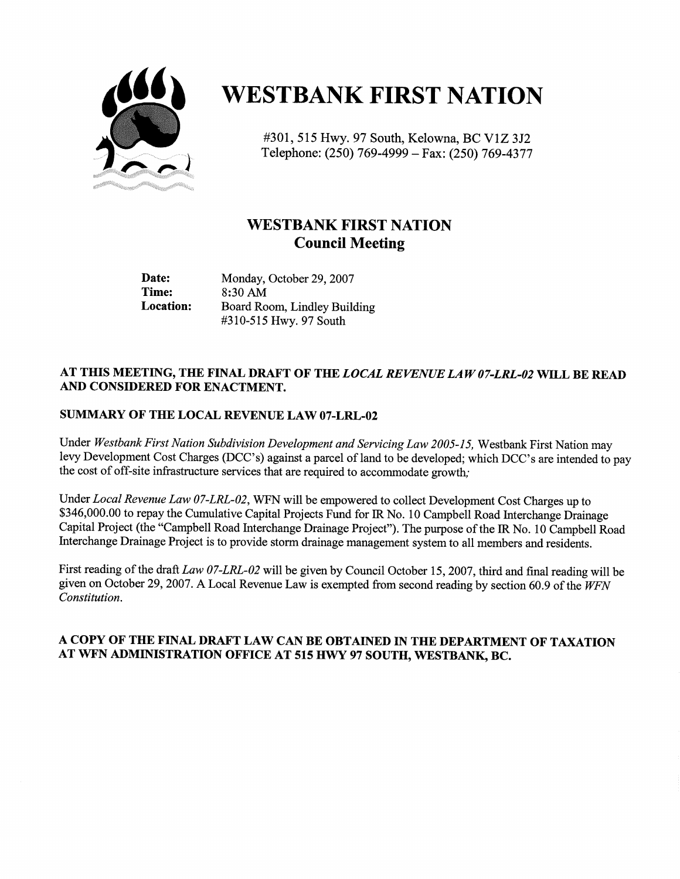# WESTBANK FIRST NATION

#301, 515 Hwy. 97 South, Kelowna, BC V1Z 3J2
Telephone: (250) 769-4999 – Fax: (250) 769-4377

## WESTBANK FIRST NATION
## Council Meeting

**Date:** Monday, October 29, 2007
**Time:** 8:30 AM
**Location:** Board Room, Lindley Building
#310-515 Hwy. 97 South

**AT THIS MEETING, THE FINAL DRAFT OF THE *LOCAL REVENUE LAW 07-LRL-02* WILL BE READ AND CONSIDERED FOR ENACTMENT.**

**SUMMARY OF THE LOCAL REVENUE LAW 07-LRL-02**

Under *Westbank First Nation Subdivision Development and Servicing Law 2005-15,* Westbank First Nation may levy Development Cost Charges (DCC's) against a parcel of land to be developed; which DCC's are intended to pay the cost of off-site infrastructure services that are required to accommodate growth;

Under *Local Revenue Law 07-LRL-02*, WFN will be empowered to collect Development Cost Charges up to $346,000.00 to repay the Cumulative Capital Projects Fund for IR No. 10 Campbell Road Interchange Drainage Capital Project (the "Campbell Road Interchange Drainage Project"). The purpose of the IR No. 10 Campbell Road Interchange Drainage Project is to provide storm drainage management system to all members and residents.

First reading of the draft *Law 07-LRL-02* will be given by Council October 15, 2007, third and final reading will be given on October 29, 2007. A Local Revenue Law is exempted from second reading by section 60.9 of the *WFN Constitution*.

**A COPY OF THE FINAL DRAFT LAW CAN BE OBTAINED IN THE DEPARTMENT OF TAXATION AT WFN ADMINISTRATION OFFICE AT 515 HWY 97 SOUTH, WESTBANK, BC.**